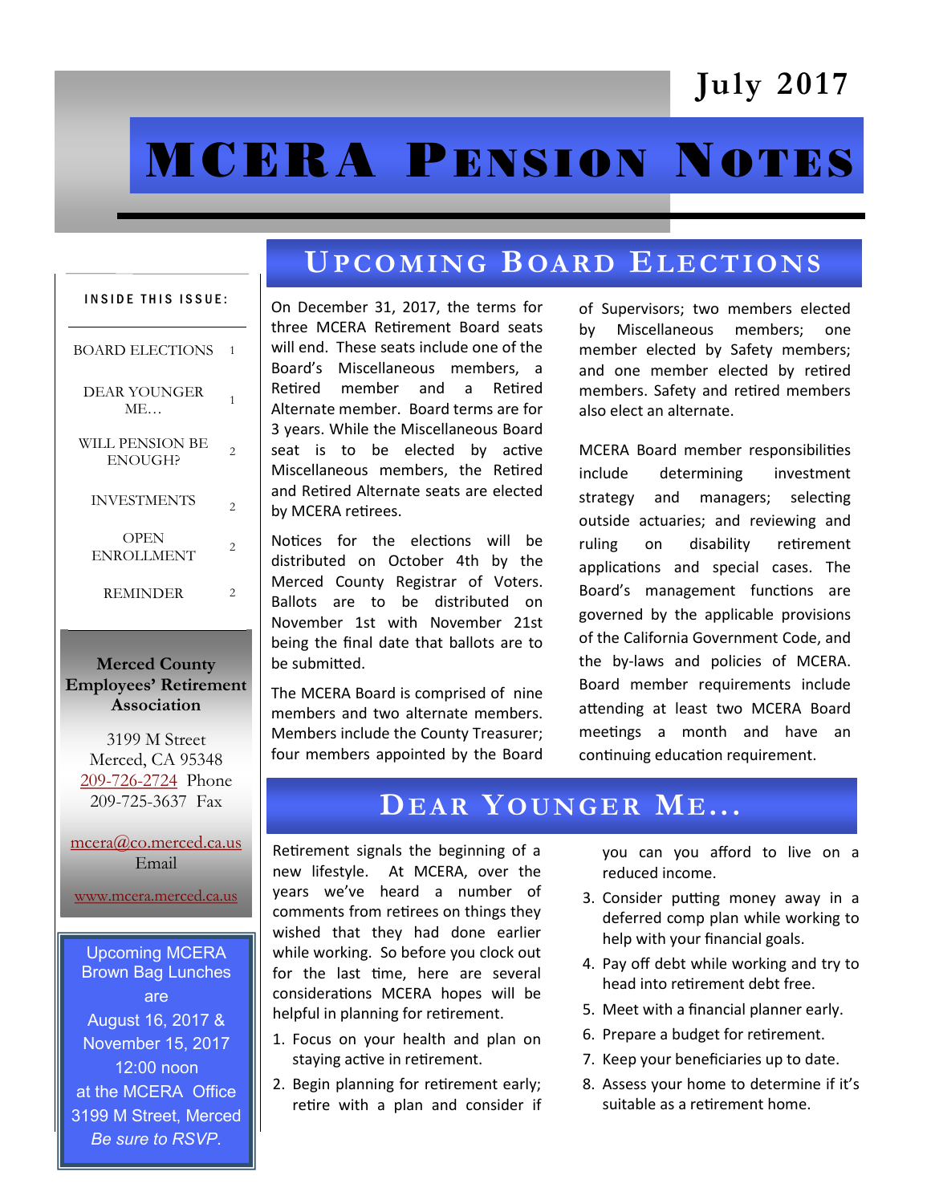July 2017

# MCERA Pension Notes

**INSIDE THIS ISSUE:**

| | |
|---|---|
| BOARD ELECTIONS | 1 |
| DEAR YOUNGER ME… | 1 |
| WILL PENSION BE ENOUGH? | 2 |
| INVESTMENTS | 2 |
| OPEN ENROLLMENT | 2 |
| REMINDER | 2 |

**Merced County Employees' Retirement Association**

3199 M Street
Merced, CA 95348
209-726-2724 Phone
209-725-3637 Fax

mcera@co.merced.ca.us
Email

www.mcera.merced.ca.us

Upcoming MCERA Brown Bag Lunches are
August 16, 2017 &
November 15, 2017
12:00 noon
at the MCERA Office
3199 M Street, Merced
*Be sure to RSVP.*

## Upcoming Board Elections

On December 31, 2017, the terms for three MCERA Retirement Board seats will end. These seats include one of the Board's Miscellaneous members, a Retired member and a Retired Alternate member. Board terms are for 3 years. While the Miscellaneous Board seat is to be elected by active Miscellaneous members, the Retired and Retired Alternate seats are elected by MCERA retirees.

Notices for the elections will be distributed on October 4th by the Merced County Registrar of Voters. Ballots are to be distributed on November 1st with November 21st being the final date that ballots are to be submitted.

The MCERA Board is comprised of nine members and two alternate members. Members include the County Treasurer; four members appointed by the Board of Supervisors; two members elected by Miscellaneous members; one member elected by Safety members; and one member elected by retired members. Safety and retired members also elect an alternate.

MCERA Board member responsibilities include determining investment strategy and managers; selecting outside actuaries; and reviewing and ruling on disability retirement applications and special cases. The Board's management functions are governed by the applicable provisions of the California Government Code, and the by-laws and policies of MCERA. Board member requirements include attending at least two MCERA Board meetings a month and have an continuing education requirement.

## Dear Younger Me…

Retirement signals the beginning of a new lifestyle. At MCERA, over the years we've heard a number of comments from retirees on things they wished that they had done earlier while working. So before you clock out for the last time, here are several considerations MCERA hopes will be helpful in planning for retirement.

1. Focus on your health and plan on staying active in retirement.
2. Begin planning for retirement early; retire with a plan and consider if you can you afford to live on a reduced income.
3. Consider putting money away in a deferred comp plan while working to help with your financial goals.
4. Pay off debt while working and try to head into retirement debt free.
5. Meet with a financial planner early.
6. Prepare a budget for retirement.
7. Keep your beneficiaries up to date.
8. Assess your home to determine if it's suitable as a retirement home.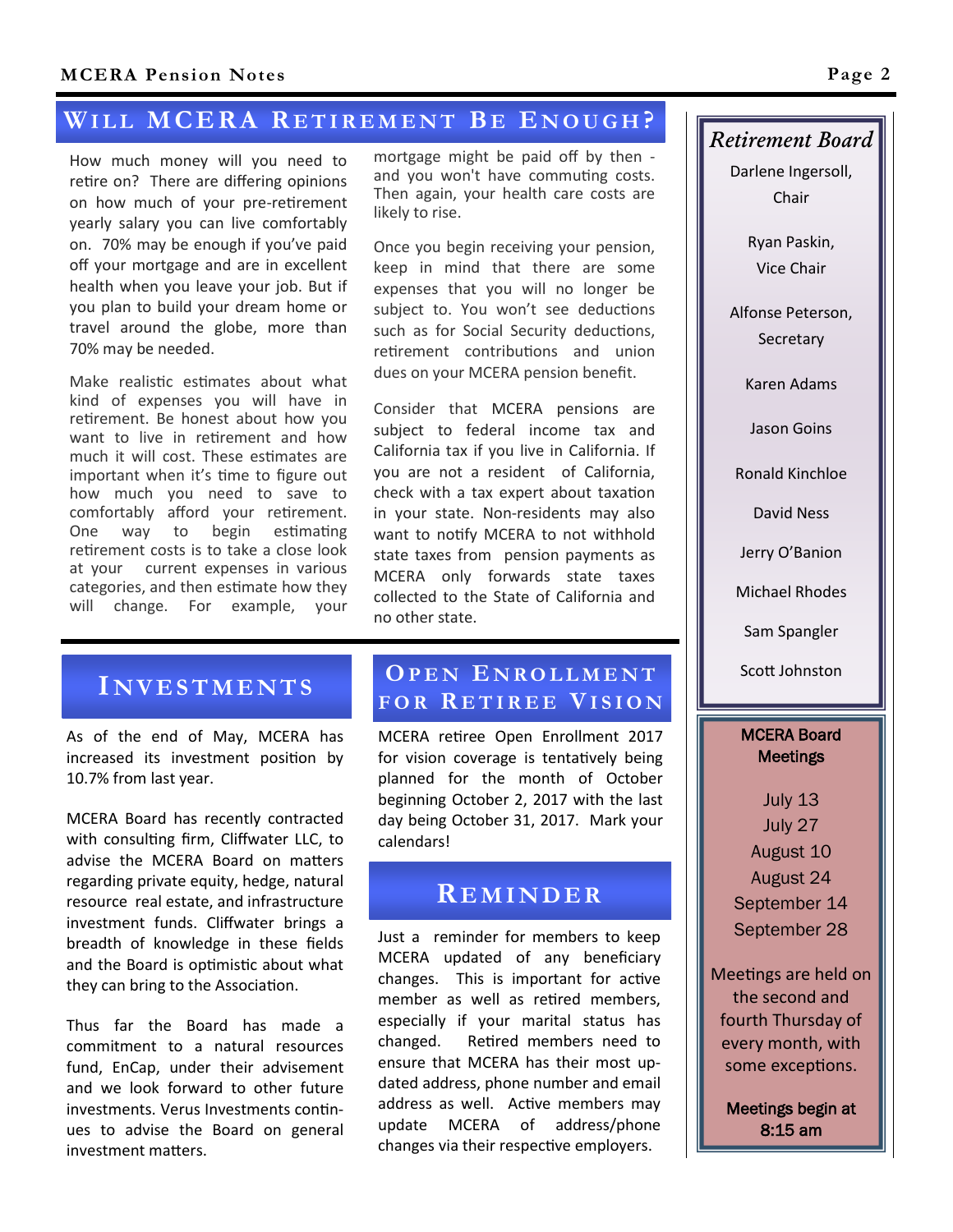## Will MCERA Retirement Be Enough?

How much money will you need to retire on? There are differing opinions on how much of your pre-retirement yearly salary you can live comfortably on. 70% may be enough if you've paid off your mortgage and are in excellent health when you leave your job. But if you plan to build your dream home or travel around the globe, more than 70% may be needed.

Make realistic estimates about what kind of expenses you will have in retirement. Be honest about how you want to live in retirement and how much it will cost. These estimates are important when it's time to figure out how much you need to save to comfortably afford your retirement. One way to begin estimating retirement costs is to take a close look at your current expenses in various categories, and then estimate how they will change. For example, your mortgage might be paid off by then - and you won't have commuting costs. Then again, your health care costs are likely to rise.

Once you begin receiving your pension, keep in mind that there are some expenses that you will no longer be subject to. You won't see deductions such as for Social Security deductions, retirement contributions and union dues on your MCERA pension benefit.

Consider that MCERA pensions are subject to federal income tax and California tax if you live in California. If you are not a resident of California, check with a tax expert about taxation in your state. Non-residents may also want to notify MCERA to not withhold state taxes from pension payments as MCERA only forwards state taxes collected to the State of California and no other state.

## Investments

As of the end of May, MCERA has increased its investment position by 10.7% from last year.

MCERA Board has recently contracted with consulting firm, Cliffwater LLC, to advise the MCERA Board on matters regarding private equity, hedge, natural resource real estate, and infrastructure investment funds. Cliffwater brings a breadth of knowledge in these fields and the Board is optimistic about what they can bring to the Association.

Thus far the Board has made a commitment to a natural resources fund, EnCap, under their advisement and we look forward to other future investments. Verus Investments continues to advise the Board on general investment matters.

## Open Enrollment for Retiree Vision

MCERA retiree Open Enrollment 2017 for vision coverage is tentatively being planned for the month of October beginning October 2, 2017 with the last day being October 31, 2017. Mark your calendars!

## Reminder

Just a reminder for members to keep MCERA updated of any beneficiary changes. This is important for active member as well as retired members, especially if your marital status has changed. Retired members need to ensure that MCERA has their most updated address, phone number and email address as well. Active members may update MCERA of address/phone changes via their respective employers.

### *Retirement Board*

Darlene Ingersoll, Chair

Ryan Paskin, Vice Chair

Alfonse Peterson, Secretary

Karen Adams

Jason Goins

Ronald Kinchloe

David Ness

Jerry O'Banion

Michael Rhodes

Sam Spangler

Scott Johnston

### MCERA Board Meetings

July 13
July 27
August 10
August 24
September 14
September 28

Meetings are held on the second and fourth Thursday of every month, with some exceptions.

**Meetings begin at 8:15 am**